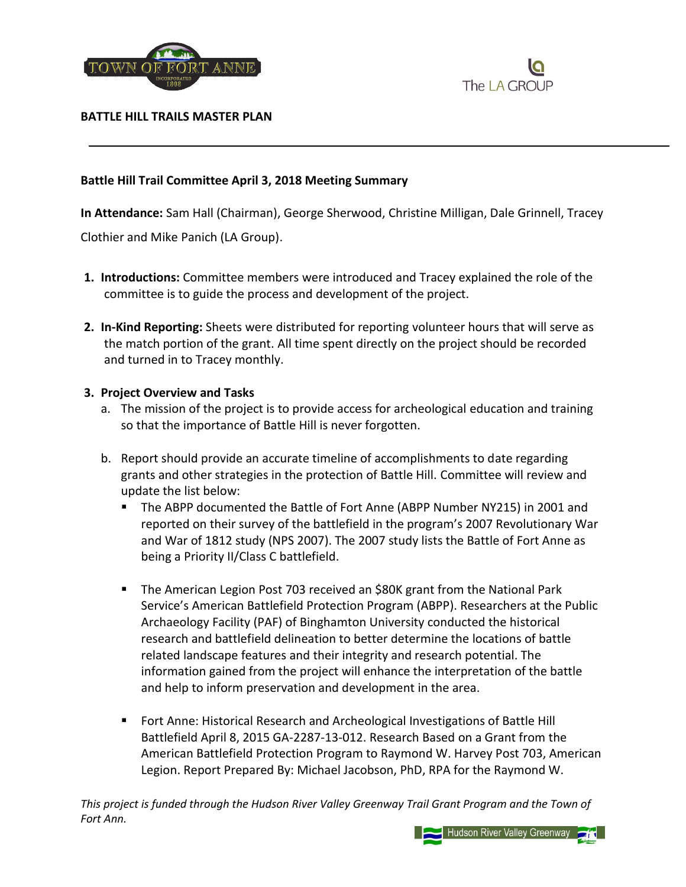**BATTLE HILL TRAILS MASTER PLAN**

---

**Battle Hill Trail Committee April 3, 2018 Meeting Summary**

**In Attendance:** Sam Hall (Chairman), George Sherwood, Christine Milligan, Dale Grinnell, Tracey Clothier and Mike Panich (LA Group).

1. **Introductions:** Committee members were introduced and Tracey explained the role of the committee is to guide the process and development of the project.

2. **In-Kind Reporting:** Sheets were distributed for reporting volunteer hours that will serve as the match portion of the grant. All time spent directly on the project should be recorded and turned in to Tracey monthly.

3. **Project Overview and Tasks**
   a. The mission of the project is to provide access for archeological education and training so that the importance of Battle Hill is never forgotten.

   b. Report should provide an accurate timeline of accomplishments to date regarding grants and other strategies in the protection of Battle Hill. Committee will review and update the list below:
      - The ABPP documented the Battle of Fort Anne (ABPP Number NY215) in 2001 and reported on their survey of the battlefield in the program's 2007 Revolutionary War and War of 1812 study (NPS 2007). The 2007 study lists the Battle of Fort Anne as being a Priority II/Class C battlefield.

      - The American Legion Post 703 received an $80K grant from the National Park Service's American Battlefield Protection Program (ABPP). Researchers at the Public Archaeology Facility (PAF) of Binghamton University conducted the historical research and battlefield delineation to better determine the locations of battle related landscape features and their integrity and research potential. The information gained from the project will enhance the interpretation of the battle and help to inform preservation and development in the area.

      - Fort Anne: Historical Research and Archeological Investigations of Battle Hill Battlefield April 8, 2015 GA-2287-13-012. Research Based on a Grant from the American Battlefield Protection Program to Raymond W. Harvey Post 703, American Legion. Report Prepared By: Michael Jacobson, PhD, RPA for the Raymond W.

*This project is funded through the Hudson River Valley Greenway Trail Grant Program and the Town of Fort Ann.*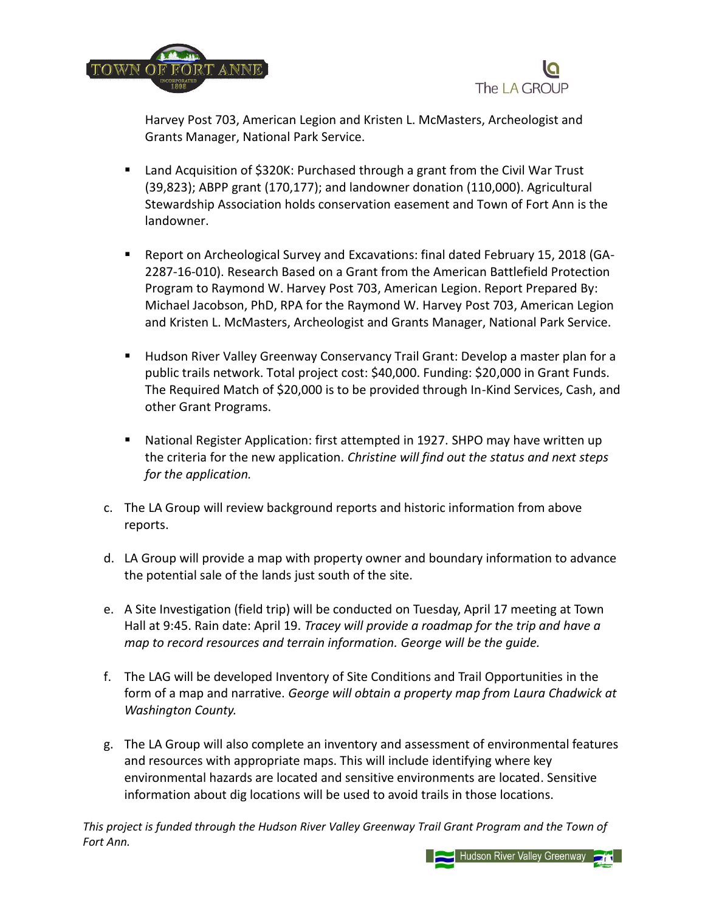Harvey Post 703, American Legion and Kristen L. McMasters, Archeologist and Grants Manager, National Park Service.

- Land Acquisition of $320K: Purchased through a grant from the Civil War Trust (39,823); ABPP grant (170,177); and landowner donation (110,000). Agricultural Stewardship Association holds conservation easement and Town of Fort Ann is the landowner.

- Report on Archeological Survey and Excavations: final dated February 15, 2018 (GA-2287-16-010). Research Based on a Grant from the American Battlefield Protection Program to Raymond W. Harvey Post 703, American Legion. Report Prepared By: Michael Jacobson, PhD, RPA for the Raymond W. Harvey Post 703, American Legion and Kristen L. McMasters, Archeologist and Grants Manager, National Park Service.

- Hudson River Valley Greenway Conservancy Trail Grant: Develop a master plan for a public trails network. Total project cost: $40,000. Funding: $20,000 in Grant Funds. The Required Match of $20,000 is to be provided through In-Kind Services, Cash, and other Grant Programs.

- National Register Application: first attempted in 1927. SHPO may have written up the criteria for the new application. *Christine will find out the status and next steps for the application.*

c. The LA Group will review background reports and historic information from above reports.

d. LA Group will provide a map with property owner and boundary information to advance the potential sale of the lands just south of the site.

e. A Site Investigation (field trip) will be conducted on Tuesday, April 17 meeting at Town Hall at 9:45. Rain date: April 19. *Tracey will provide a roadmap for the trip and have a map to record resources and terrain information. George will be the guide.*

f. The LAG will be developed Inventory of Site Conditions and Trail Opportunities in the form of a map and narrative. *George will obtain a property map from Laura Chadwick at Washington County.*

g. The LA Group will also complete an inventory and assessment of environmental features and resources with appropriate maps. This will include identifying where key environmental hazards are located and sensitive environments are located. Sensitive information about dig locations will be used to avoid trails in those locations.

*This project is funded through the Hudson River Valley Greenway Trail Grant Program and the Town of Fort Ann.*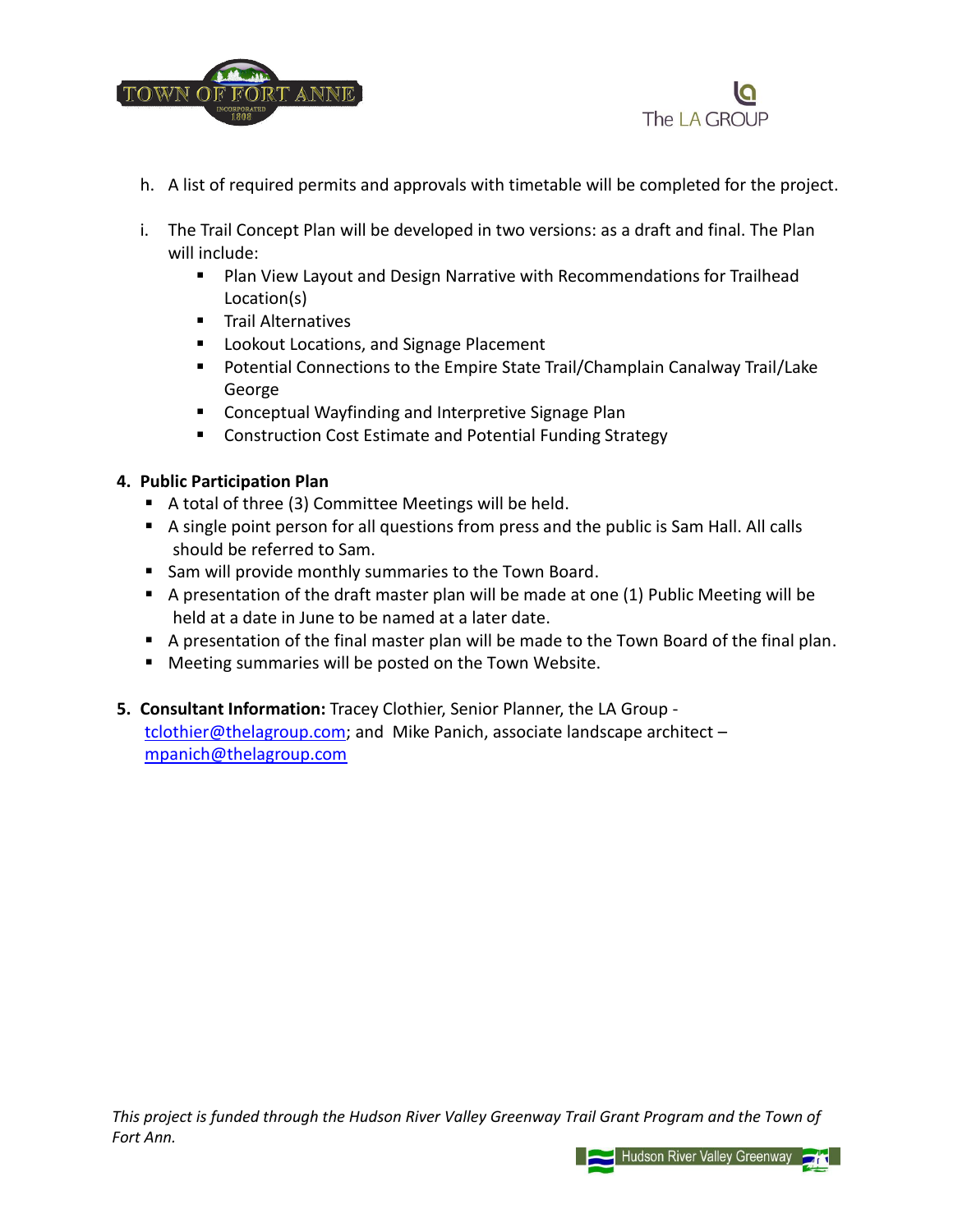h. A list of required permits and approvals with timetable will be completed for the project.

i. The Trail Concept Plan will be developed in two versions: as a draft and final. The Plan will include:
   - Plan View Layout and Design Narrative with Recommendations for Trailhead Location(s)
   - Trail Alternatives
   - Lookout Locations, and Signage Placement
   - Potential Connections to the Empire State Trail/Champlain Canalway Trail/Lake George
   - Conceptual Wayfinding and Interpretive Signage Plan
   - Construction Cost Estimate and Potential Funding Strategy

**4. Public Participation Plan**

- A total of three (3) Committee Meetings will be held.
- A single point person for all questions from press and the public is Sam Hall. All calls should be referred to Sam.
- Sam will provide monthly summaries to the Town Board.
- A presentation of the draft master plan will be made at one (1) Public Meeting will be held at a date in June to be named at a later date.
- A presentation of the final master plan will be made to the Town Board of the final plan.
- Meeting summaries will be posted on the Town Website.

**5. Consultant Information:** Tracey Clothier, Senior Planner, the LA Group - tclothier@thelagroup.com; and Mike Panich, associate landscape architect – mpanich@thelagroup.com

*This project is funded through the Hudson River Valley Greenway Trail Grant Program and the Town of Fort Ann.*